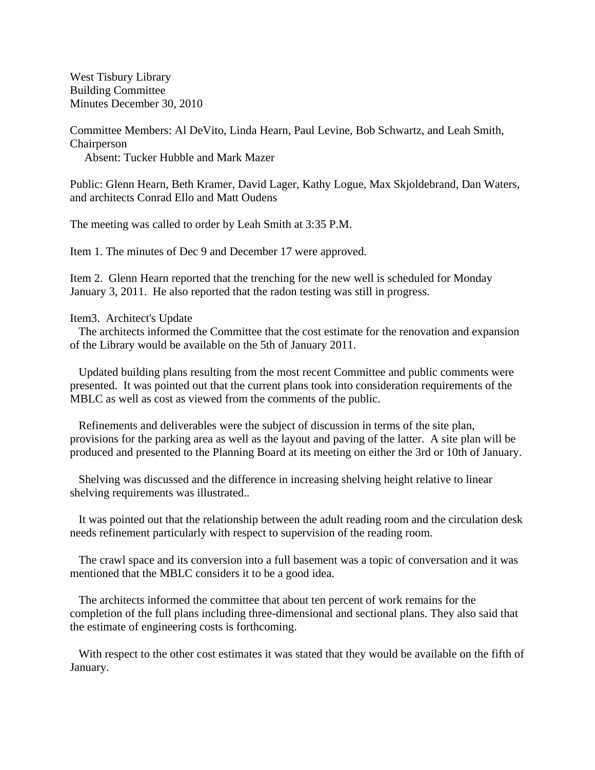West Tisbury Library
Building Committee
Minutes December 30, 2010

Committee Members: Al DeVito, Linda Hearn, Paul Levine, Bob Schwartz, and Leah Smith, Chairperson
Absent: Tucker Hubble and Mark Mazer

Public: Glenn Hearn, Beth Kramer, David Lager, Kathy Logue, Max Skjoldebrand, Dan Waters, and architects Conrad Ello and Matt Oudens

The meeting was called to order by Leah Smith at 3:35 P.M.

Item 1. The minutes of Dec 9 and December 17 were approved.

Item 2. Glenn Hearn reported that the trenching for the new well is scheduled for Monday January 3, 2011. He also reported that the radon testing was still in progress.

Item3. Architect's Update

The architects informed the Committee that the cost estimate for the renovation and expansion of the Library would be available on the 5th of January 2011.

Updated building plans resulting from the most recent Committee and public comments were presented. It was pointed out that the current plans took into consideration requirements of the MBLC as well as cost as viewed from the comments of the public.

Refinements and deliverables were the subject of discussion in terms of the site plan, provisions for the parking area as well as the layout and paving of the latter. A site plan will be produced and presented to the Planning Board at its meeting on either the 3rd or 10th of January.

Shelving was discussed and the difference in increasing shelving height relative to linear shelving requirements was illustrated..

It was pointed out that the relationship between the adult reading room and the circulation desk needs refinement particularly with respect to supervision of the reading room.

The crawl space and its conversion into a full basement was a topic of conversation and it was mentioned that the MBLC considers it to be a good idea.

The architects informed the committee that about ten percent of work remains for the completion of the full plans including three-dimensional and sectional plans. They also said that the estimate of engineering costs is forthcoming.

With respect to the other cost estimates it was stated that they would be available on the fifth of January.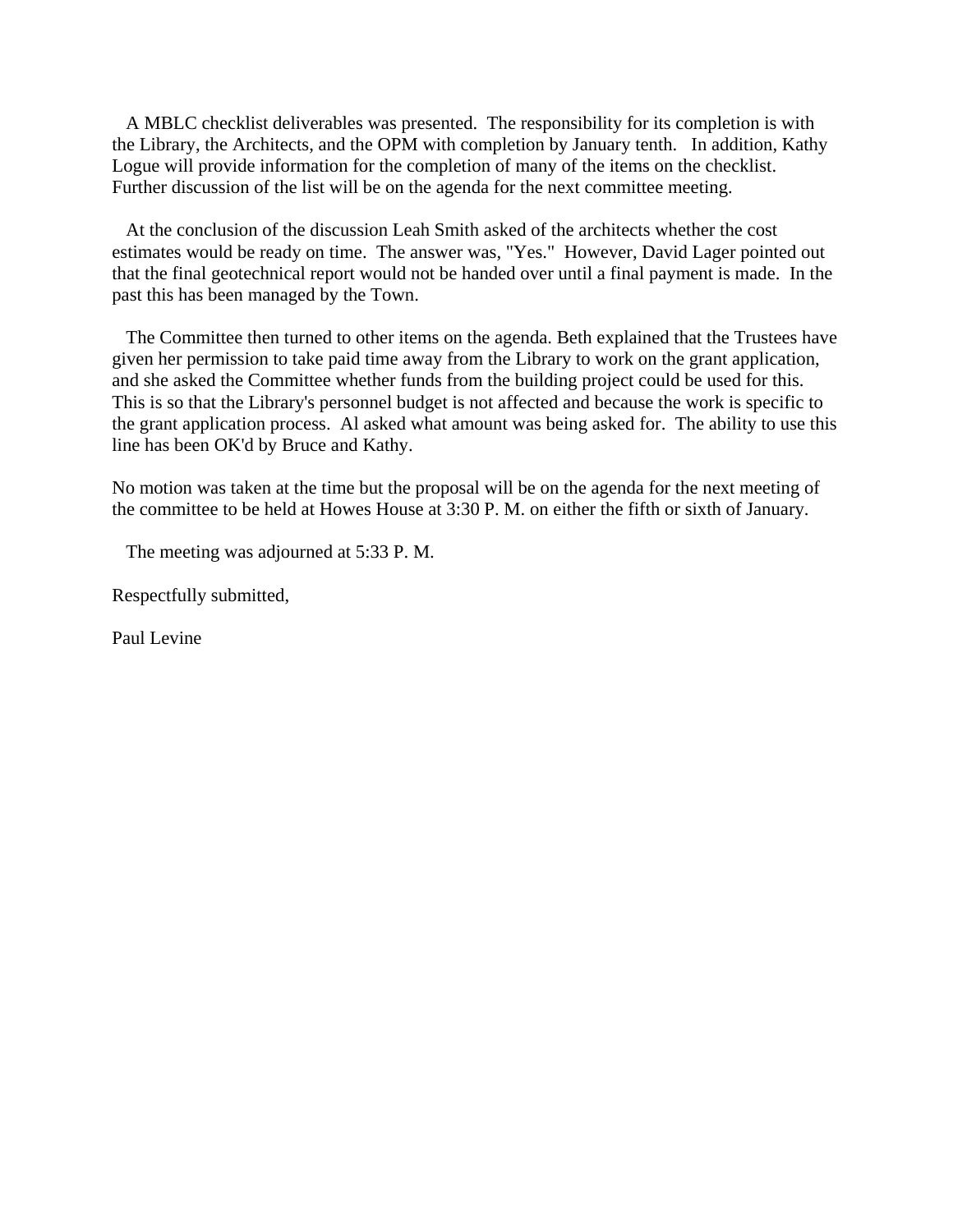A MBLC checklist deliverables was presented. The responsibility for its completion is with the Library, the Architects, and the OPM with completion by January tenth. In addition, Kathy Logue will provide information for the completion of many of the items on the checklist. Further discussion of the list will be on the agenda for the next committee meeting.

At the conclusion of the discussion Leah Smith asked of the architects whether the cost estimates would be ready on time. The answer was, "Yes." However, David Lager pointed out that the final geotechnical report would not be handed over until a final payment is made. In the past this has been managed by the Town.

The Committee then turned to other items on the agenda. Beth explained that the Trustees have given her permission to take paid time away from the Library to work on the grant application, and she asked the Committee whether funds from the building project could be used for this. This is so that the Library's personnel budget is not affected and because the work is specific to the grant application process. Al asked what amount was being asked for. The ability to use this line has been OK'd by Bruce and Kathy.

No motion was taken at the time but the proposal will be on the agenda for the next meeting of the committee to be held at Howes House at 3:30 P. M. on either the fifth or sixth of January.

The meeting was adjourned at 5:33 P. M.

Respectfully submitted,

Paul Levine